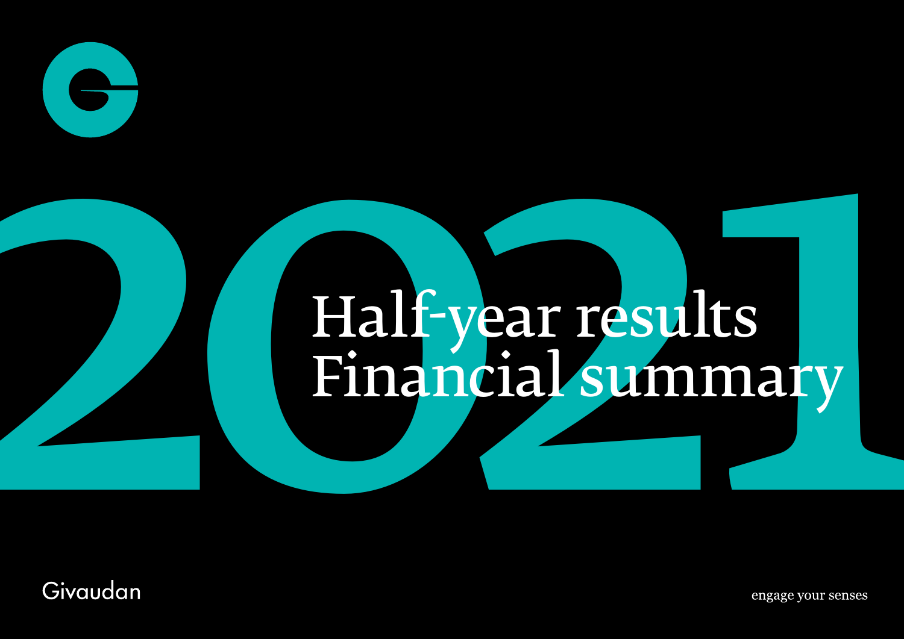# 2021

# Half-year results Financial summary

Givaudan

engage your senses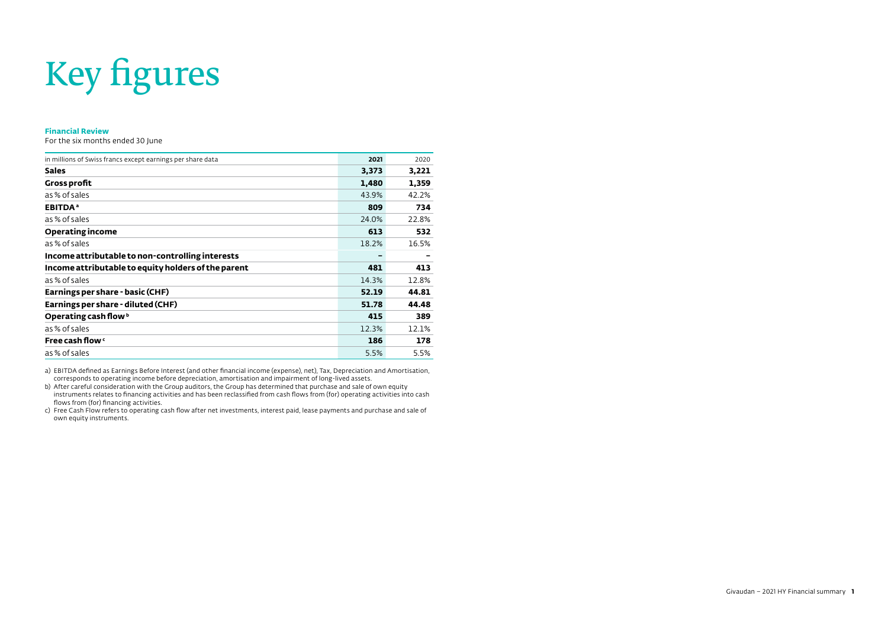# Key figures

**Financial Review**

For the six months ended 30 June

| in millions of Swiss francs except earnings per share data | 2021 | 2020 |
|---|---|---|
| **Sales** | **3,373** | **3,221** |
| **Gross profit** | **1,480** | **1,359** |
| as % of sales | 43.9% | 42.2% |
| **EBITDA** [a] | **809** | **734** |
| as % of sales | 24.0% | 22.8% |
| **Operating income** | **613** | **532** |
| as % of sales | 18.2% | 16.5% |
| **Income attributable to non-controlling interests** | **–** | **–** |
| **Income attributable to equity holders of the parent** | **481** | **413** |
| as % of sales | 14.3% | 12.8% |
| **Earnings per share - basic (CHF)** | **52.19** | **44.81** |
| **Earnings per share - diluted (CHF)** | **51.78** | **44.48** |
| **Operating cash flow** [b] | **415** | **389** |
| as % of sales | 12.3% | 12.1% |
| **Free cash flow** [c] | **186** | **178** |
| as % of sales | 5.5% | 5.5% |

a) EBITDA defined as Earnings Before Interest (and other financial income (expense), net), Tax, Depreciation and Amortisation, corresponds to operating income before depreciation, amortisation and impairment of long-lived assets.

b) After careful consideration with the Group auditors, the Group has determined that purchase and sale of own equity instruments relates to financing activities and has been reclassified from cash flows from (for) operating activities into cash flows from (for) financing activities.

c) Free Cash Flow refers to operating cash flow after net investments, interest paid, lease payments and purchase and sale of own equity instruments.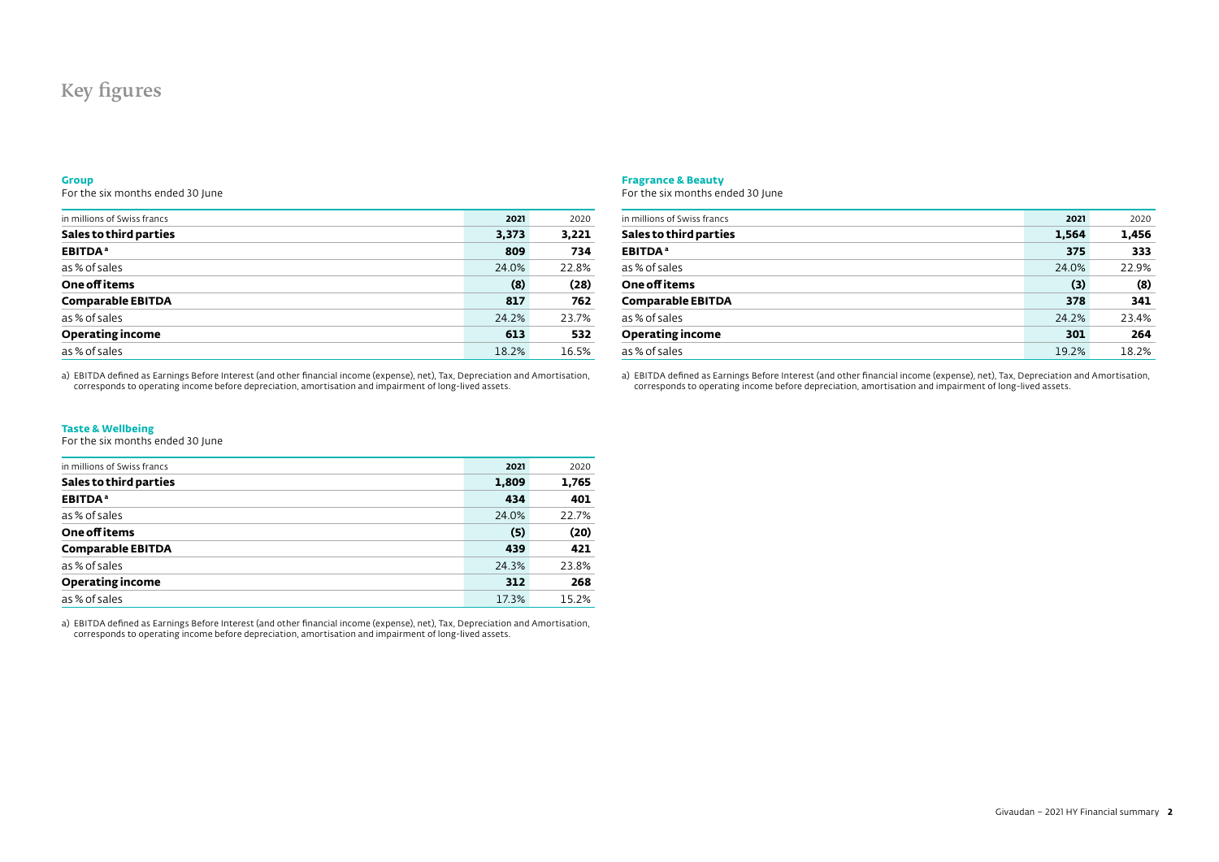# Key figures

### Group

For the six months ended 30 June

| in millions of Swiss francs | 2021 | 2020 |
|---|---|---|
| **Sales to third parties** | **3,373** | **3,221** |
| **EBITDA**[a] | **809** | **734** |
| as % of sales | 24.0% | 22.8% |
| **One off items** | **(8)** | **(28)** |
| **Comparable EBITDA** | **817** | **762** |
| as % of sales | 24.2% | 23.7% |
| **Operating income** | **613** | **532** |
| as % of sales | 18.2% | 16.5% |

a) EBITDA defined as Earnings Before Interest (and other financial income (expense), net), Tax, Depreciation and Amortisation, corresponds to operating income before depreciation, amortisation and impairment of long-lived assets.

### Taste & Wellbeing

For the six months ended 30 June

| in millions of Swiss francs | 2021 | 2020 |
|---|---|---|
| **Sales to third parties** | **1,809** | **1,765** |
| **EBITDA**[a] | **434** | **401** |
| as % of sales | 24.0% | 22.7% |
| **One off items** | **(5)** | **(20)** |
| **Comparable EBITDA** | **439** | **421** |
| as % of sales | 24.3% | 23.8% |
| **Operating income** | **312** | **268** |
| as % of sales | 17.3% | 15.2% |

a) EBITDA defined as Earnings Before Interest (and other financial income (expense), net), Tax, Depreciation and Amortisation, corresponds to operating income before depreciation, amortisation and impairment of long-lived assets.

### Fragrance & Beauty

For the six months ended 30 June

| in millions of Swiss francs | 2021 | 2020 |
|---|---|---|
| **Sales to third parties** | **1,564** | **1,456** |
| **EBITDA**[a] | **375** | **333** |
| as % of sales | 24.0% | 22.9% |
| **One off items** | **(3)** | **(8)** |
| **Comparable EBITDA** | **378** | **341** |
| as % of sales | 24.2% | 23.4% |
| **Operating income** | **301** | **264** |
| as % of sales | 19.2% | 18.2% |

a) EBITDA defined as Earnings Before Interest (and other financial income (expense), net), Tax, Depreciation and Amortisation, corresponds to operating income before depreciation, amortisation and impairment of long-lived assets.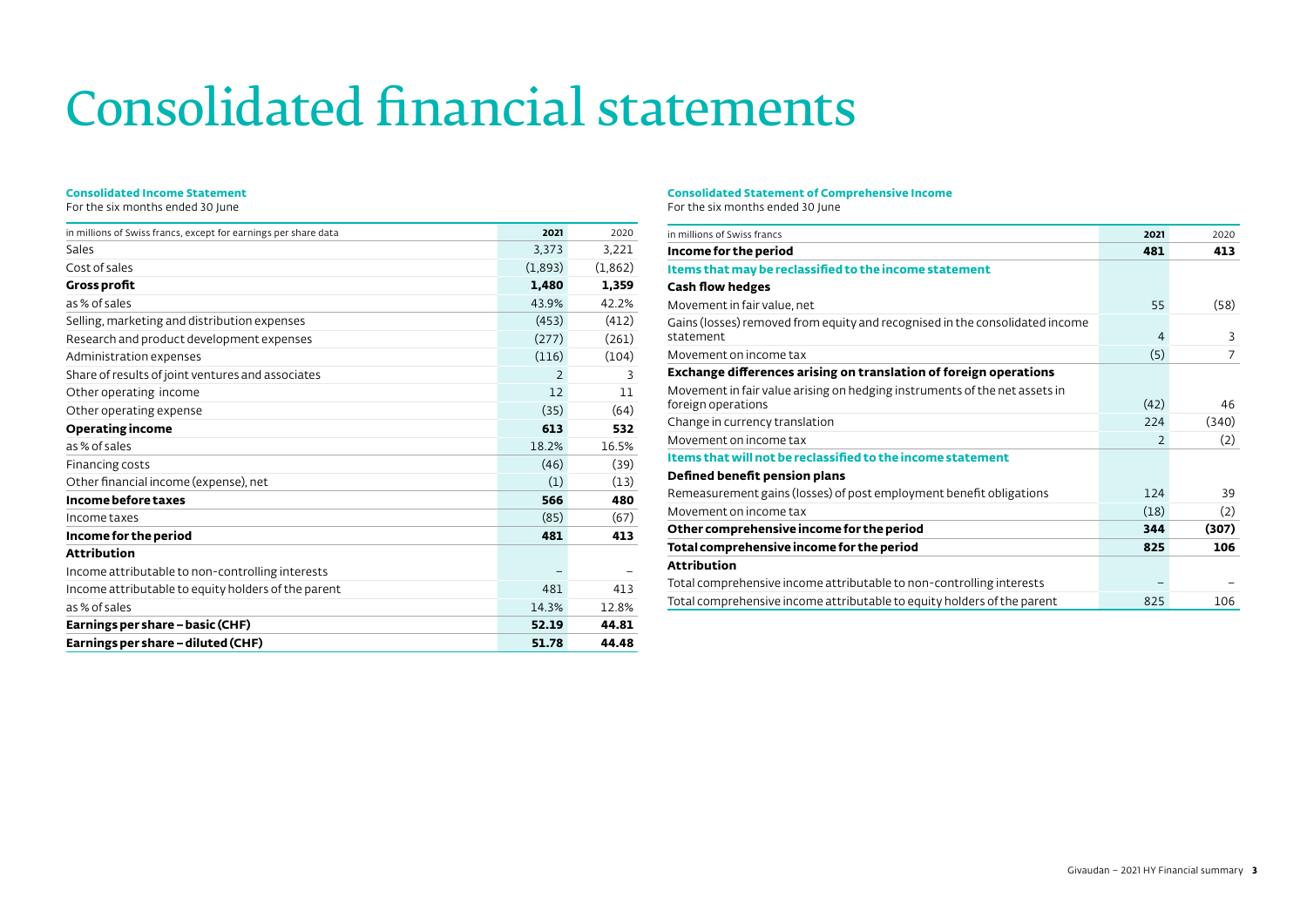# Consolidated financial statements

**Consolidated Income Statement**

For the six months ended 30 June

| in millions of Swiss francs, except for earnings per share data | 2021 | 2020 |
|---|---|---|
| Sales | 3,373 | 3,221 |
| Cost of sales | (1,893) | (1,862) |
| **Gross profit** | **1,480** | **1,359** |
| as % of sales | 43.9% | 42.2% |
| Selling, marketing and distribution expenses | (453) | (412) |
| Research and product development expenses | (277) | (261) |
| Administration expenses | (116) | (104) |
| Share of results of joint ventures and associates | 2 | 3 |
| Other operating income | 12 | 11 |
| Other operating expense | (35) | (64) |
| **Operating income** | **613** | **532** |
| as % of sales | 18.2% | 16.5% |
| Financing costs | (46) | (39) |
| Other financial income (expense), net | (1) | (13) |
| **Income before taxes** | **566** | **480** |
| Income taxes | (85) | (67) |
| **Income for the period** | **481** | **413** |
| **Attribution** | | |
| Income attributable to non-controlling interests | – | – |
| Income attributable to equity holders of the parent | 481 | 413 |
| as % of sales | 14.3% | 12.8% |
| **Earnings per share – basic (CHF)** | **52.19** | **44.81** |
| **Earnings per share – diluted (CHF)** | **51.78** | **44.48** |

**Consolidated Statement of Comprehensive Income**

For the six months ended 30 June

| in millions of Swiss francs | 2021 | 2020 |
|---|---|---|
| **Income for the period** | **481** | **413** |
| **Items that may be reclassified to the income statement** | | |
| **Cash flow hedges** | | |
| Movement in fair value, net | 55 | (58) |
| Gains (losses) removed from equity and recognised in the consolidated income statement | 4 | 3 |
| Movement on income tax | (5) | 7 |
| **Exchange differences arising on translation of foreign operations** | | |
| Movement in fair value arising on hedging instruments of the net assets in foreign operations | (42) | 46 |
| Change in currency translation | 224 | (340) |
| Movement on income tax | 2 | (2) |
| **Items that will not be reclassified to the income statement** | | |
| **Defined benefit pension plans** | | |
| Remeasurement gains (losses) of post employment benefit obligations | 124 | 39 |
| Movement on income tax | (18) | (2) |
| **Other comprehensive income for the period** | **344** | **(307)** |
| **Total comprehensive income for the period** | **825** | **106** |
| **Attribution** | | |
| Total comprehensive income attributable to non-controlling interests | – | – |
| Total comprehensive income attributable to equity holders of the parent | 825 | 106 |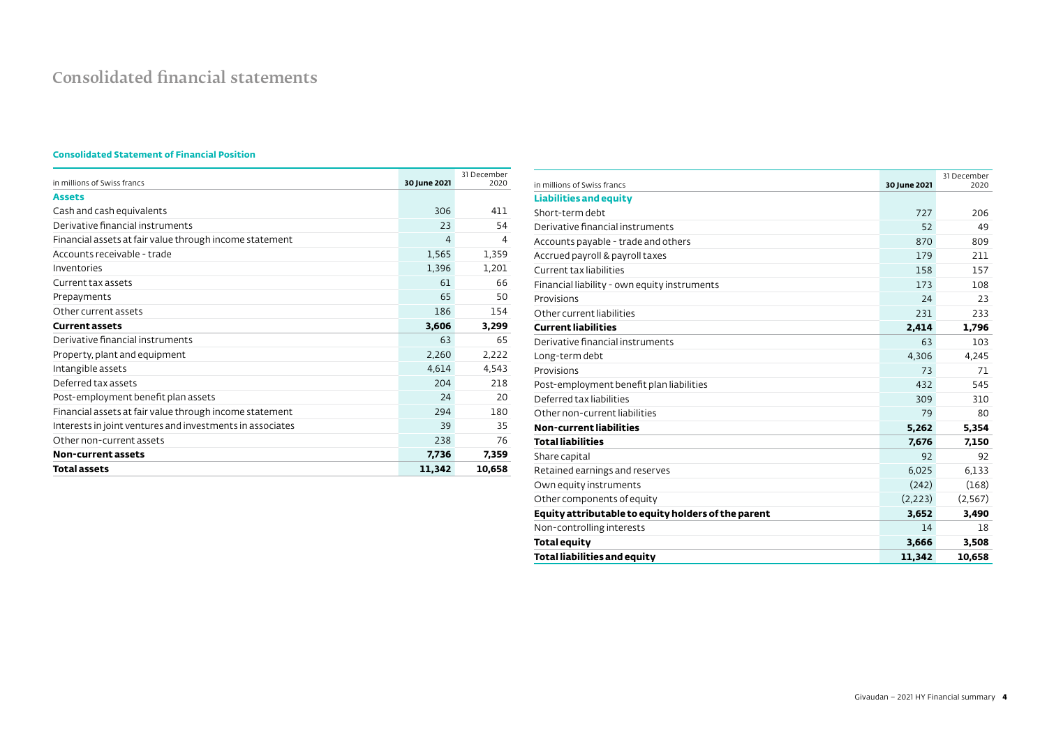# Consolidated financial statements

### Consolidated Statement of Financial Position

| in millions of Swiss francs | 30 June 2021 | 31 December 2020 |
|---|---|---|
| **Assets** | | |
| Cash and cash equivalents | 306 | 411 |
| Derivative financial instruments | 23 | 54 |
| Financial assets at fair value through income statement | 4 | 4 |
| Accounts receivable - trade | 1,565 | 1,359 |
| Inventories | 1,396 | 1,201 |
| Current tax assets | 61 | 66 |
| Prepayments | 65 | 50 |
| Other current assets | 186 | 154 |
| **Current assets** | **3,606** | **3,299** |
| Derivative financial instruments | 63 | 65 |
| Property, plant and equipment | 2,260 | 2,222 |
| Intangible assets | 4,614 | 4,543 |
| Deferred tax assets | 204 | 218 |
| Post-employment benefit plan assets | 24 | 20 |
| Financial assets at fair value through income statement | 294 | 180 |
| Interests in joint ventures and investments in associates | 39 | 35 |
| Other non-current assets | 238 | 76 |
| **Non-current assets** | **7,736** | **7,359** |
| **Total assets** | **11,342** | **10,658** |

| in millions of Swiss francs | 30 June 2021 | 31 December 2020 |
|---|---|---|
| **Liabilities and equity** | | |
| Short-term debt | 727 | 206 |
| Derivative financial instruments | 52 | 49 |
| Accounts payable - trade and others | 870 | 809 |
| Accrued payroll & payroll taxes | 179 | 211 |
| Current tax liabilities | 158 | 157 |
| Financial liability - own equity instruments | 173 | 108 |
| Provisions | 24 | 23 |
| Other current liabilities | 231 | 233 |
| **Current liabilities** | **2,414** | **1,796** |
| Derivative financial instruments | 63 | 103 |
| Long-term debt | 4,306 | 4,245 |
| Provisions | 73 | 71 |
| Post-employment benefit plan liabilities | 432 | 545 |
| Deferred tax liabilities | 309 | 310 |
| Other non-current liabilities | 79 | 80 |
| **Non-current liabilities** | **5,262** | **5,354** |
| **Total liabilities** | **7,676** | **7,150** |
| Share capital | 92 | 92 |
| Retained earnings and reserves | 6,025 | 6,133 |
| Own equity instruments | (242) | (168) |
| Other components of equity | (2,223) | (2,567) |
| **Equity attributable to equity holders of the parent** | **3,652** | **3,490** |
| Non-controlling interests | 14 | 18 |
| **Total equity** | **3,666** | **3,508** |
| **Total liabilities and equity** | **11,342** | **10,658** |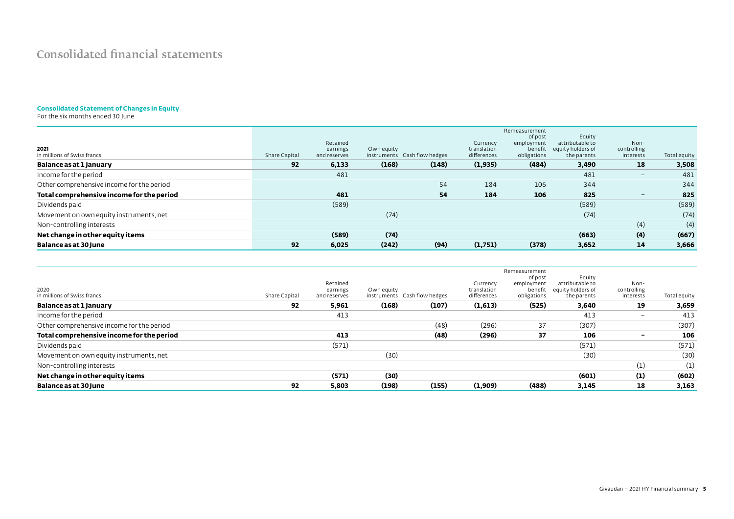# Consolidated financial statements

**Consolidated Statement of Changes in Equity**

For the six months ended 30 June

| **2021**<br>in millions of Swiss francs | Share Capital | Retained earnings and reserves | Own equity instruments | Cash flow hedges | Currency translation differences | Remeasurement of post employment benefit obligations | Equity attributable to equity holders of the parents | Non-controlling interests | Total equity |
|---|---|---|---|---|---|---|---|---|---|
| **Balance as at 1 January** | **92** | **6,133** | **(168)** | **(148)** | **(1,935)** | **(484)** | **3,490** | **18** | **3,508** |
| Income for the period | | 481 | | | | | 481 | – | 481 |
| Other comprehensive income for the period | | | | 54 | 184 | 106 | 344 | | 344 |
| **Total comprehensive income for the period** | | **481** | | **54** | **184** | **106** | **825** | **–** | **825** |
| Dividends paid | | (589) | | | | | (589) | | (589) |
| Movement on own equity instruments, net | | | (74) | | | | (74) | | (74) |
| Non-controlling interests | | | | | | | | (4) | (4) |
| **Net change in other equity items** | | **(589)** | **(74)** | | | | **(663)** | **(4)** | **(667)** |
| **Balance as at 30 June** | **92** | **6,025** | **(242)** | **(94)** | **(1,751)** | **(378)** | **3,652** | **14** | **3,666** |

| 2020<br>in millions of Swiss francs | Share Capital | Retained earnings and reserves | Own equity instruments | Cash flow hedges | Currency translation differences | Remeasurement of post employment benefit obligations | Equity attributable to equity holders of the parents | Non-controlling interests | Total equity |
|---|---|---|---|---|---|---|---|---|---|
| **Balance as at 1 January** | **92** | **5,961** | **(168)** | **(107)** | **(1,613)** | **(525)** | **3,640** | **19** | **3,659** |
| Income for the period | | 413 | | | | | 413 | – | 413 |
| Other comprehensive income for the period | | | | (48) | (296) | 37 | (307) | | (307) |
| **Total comprehensive income for the period** | | **413** | | **(48)** | **(296)** | **37** | **106** | **–** | **106** |
| Dividends paid | | (571) | | | | | (571) | | (571) |
| Movement on own equity instruments, net | | | (30) | | | | (30) | | (30) |
| Non-controlling interests | | | | | | | | (1) | (1) |
| **Net change in other equity items** | | **(571)** | **(30)** | | | | **(601)** | **(1)** | **(602)** |
| **Balance as at 30 June** | **92** | **5,803** | **(198)** | **(155)** | **(1,909)** | **(488)** | **3,145** | **18** | **3,163** |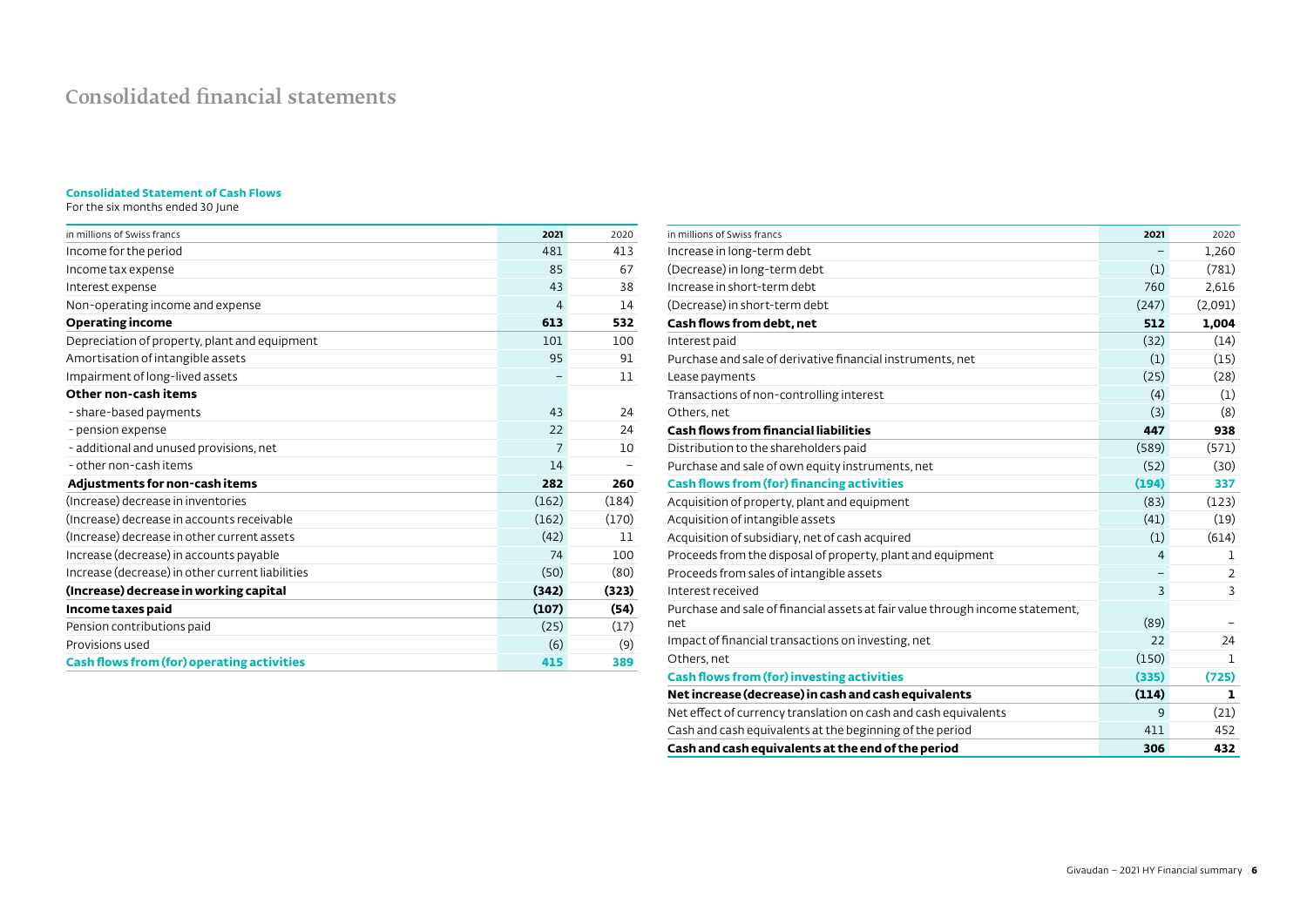# Consolidated financial statements

**Consolidated Statement of Cash Flows**

For the six months ended 30 June

| in millions of Swiss francs | 2021 | 2020 |
|---|---|---|
| Income for the period | 481 | 413 |
| Income tax expense | 85 | 67 |
| Interest expense | 43 | 38 |
| Non-operating income and expense | 4 | 14 |
| **Operating income** | **613** | **532** |
| Depreciation of property, plant and equipment | 101 | 100 |
| Amortisation of intangible assets | 95 | 91 |
| Impairment of long-lived assets | – | 11 |
| **Other non-cash items** | | |
| - share-based payments | 43 | 24 |
| - pension expense | 22 | 24 |
| - additional and unused provisions, net | 7 | 10 |
| - other non-cash items | 14 | – |
| **Adjustments for non-cash items** | **282** | **260** |
| (Increase) decrease in inventories | (162) | (184) |
| (Increase) decrease in accounts receivable | (162) | (170) |
| (Increase) decrease in other current assets | (42) | 11 |
| Increase (decrease) in accounts payable | 74 | 100 |
| Increase (decrease) in other current liabilities | (50) | (80) |
| **(Increase) decrease in working capital** | **(342)** | **(323)** |
| **Income taxes paid** | **(107)** | **(54)** |
| Pension contributions paid | (25) | (17) |
| Provisions used | (6) | (9) |
| **Cash flows from (for) operating activities** | **415** | **389** |

| in millions of Swiss francs | 2021 | 2020 |
|---|---|---|
| Increase in long-term debt | – | 1,260 |
| (Decrease) in long-term debt | (1) | (781) |
| Increase in short-term debt | 760 | 2,616 |
| (Decrease) in short-term debt | (247) | (2,091) |
| **Cash flows from debt, net** | **512** | **1,004** |
| Interest paid | (32) | (14) |
| Purchase and sale of derivative financial instruments, net | (1) | (15) |
| Lease payments | (25) | (28) |
| Transactions of non-controlling interest | (4) | (1) |
| Others, net | (3) | (8) |
| **Cash flows from financial liabilities** | **447** | **938** |
| Distribution to the shareholders paid | (589) | (571) |
| Purchase and sale of own equity instruments, net | (52) | (30) |
| **Cash flows from (for) financing activities** | **(194)** | **337** |
| Acquisition of property, plant and equipment | (83) | (123) |
| Acquisition of intangible assets | (41) | (19) |
| Acquisition of subsidiary, net of cash acquired | (1) | (614) |
| Proceeds from the disposal of property, plant and equipment | 4 | 1 |
| Proceeds from sales of intangible assets | – | 2 |
| Interest received | 3 | 3 |
| Purchase and sale of financial assets at fair value through income statement, net | (89) | – |
| Impact of financial transactions on investing, net | 22 | 24 |
| Others, net | (150) | 1 |
| **Cash flows from (for) investing activities** | **(335)** | **(725)** |
| **Net increase (decrease) in cash and cash equivalents** | **(114)** | **1** |
| Net effect of currency translation on cash and cash equivalents | 9 | (21) |
| Cash and cash equivalents at the beginning of the period | 411 | 452 |
| **Cash and cash equivalents at the end of the period** | **306** | **432** |